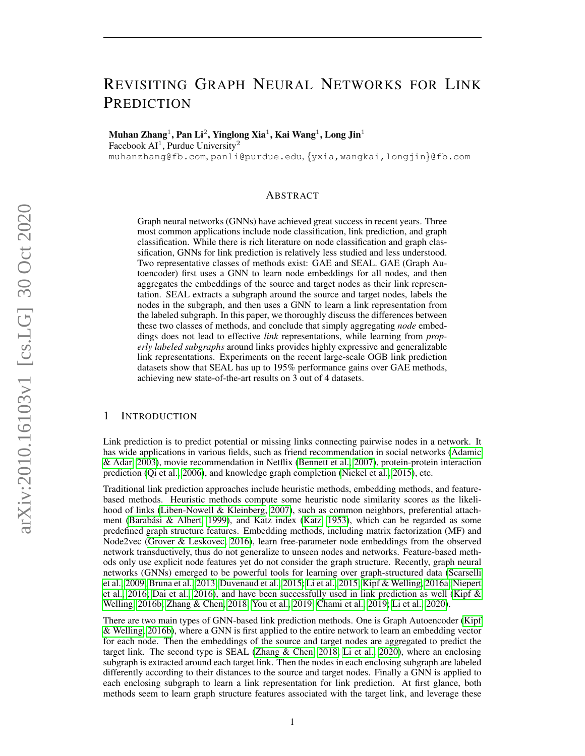# REVISITING GRAPH NEURAL NETWORKS FOR LINK PREDICTION

**Muhan Zhang**[1], **Pan Li**[2], **Yinglong Xia**[1], **Kai Wang**[1], **Long Jin**[1]
Facebook AI[1], Purdue University[2]
muhanzhang@fb.com, panli@purdue.edu, {yxia,wangkai,longjin}@fb.com

## ABSTRACT

Graph neural networks (GNNs) have achieved great success in recent years. Three most common applications include node classification, link prediction, and graph classification. While there is rich literature on node classification and graph classification, GNNs for link prediction is relatively less studied and less understood. Two representative classes of methods exist: GAE and SEAL. GAE (Graph Autoencoder) first uses a GNN to learn node embeddings for all nodes, and then aggregates the embeddings of the source and target nodes as their link representation. SEAL extracts a subgraph around the source and target nodes, labels the nodes in the subgraph, and then uses a GNN to learn a link representation from the labeled subgraph. In this paper, we thoroughly discuss the differences between these two classes of methods, and conclude that simply aggregating *node* embeddings does not lead to effective *link* representations, while learning from *properly labeled subgraphs* around links provides highly expressive and generalizable link representations. Experiments on the recent large-scale OGB link prediction datasets show that SEAL has up to 195% performance gains over GAE methods, achieving new state-of-the-art results on 3 out of 4 datasets.

## 1 INTRODUCTION

Link prediction is to predict potential or missing links connecting pairwise nodes in a network. It has wide applications in various fields, such as friend recommendation in social networks (Adamic & Adar, 2003), movie recommendation in Netflix (Bennett et al., 2007), protein-protein interaction prediction (Qi et al., 2006), and knowledge graph completion (Nickel et al., 2015), etc.

Traditional link prediction approaches include heuristic methods, embedding methods, and feature-based methods. Heuristic methods compute some heuristic node similarity scores as the likelihood of links (Liben-Nowell & Kleinberg, 2007), such as common neighbors, preferential attachment (Barabási & Albert, 1999), and Katz index (Katz, 1953), which can be regarded as some predefined graph structure features. Embedding methods, including matrix factorization (MF) and Node2vec (Grover & Leskovec, 2016), learn free-parameter node embeddings from the observed network transductively, thus do not generalize to unseen nodes and networks. Feature-based methods only use explicit node features yet do not consider the graph structure. Recently, graph neural networks (GNNs) emerged to be powerful tools for learning over graph-structured data (Scarselli et al., 2009; Bruna et al., 2013; Duvenaud et al., 2015; Li et al., 2015; Kipf & Welling, 2016a; Niepert et al., 2016; Dai et al., 2016), and have been successfully used in link prediction as well (Kipf & Welling, 2016b; Zhang & Chen, 2018; You et al., 2019; Chami et al., 2019; Li et al., 2020).

There are two main types of GNN-based link prediction methods. One is Graph Autoencoder (Kipf & Welling, 2016b), where a GNN is first applied to the entire network to learn an embedding vector for each node. Then the embeddings of the source and target nodes are aggregated to predict the target link. The second type is SEAL (Zhang & Chen, 2018; Li et al., 2020), where an enclosing subgraph is extracted around each target link. Then the nodes in each enclosing subgraph are labeled differently according to their distances to the source and target nodes. Finally a GNN is applied to each enclosing subgraph to learn a link representation for link prediction. At first glance, both methods seem to learn graph structure features associated with the target link, and leverage these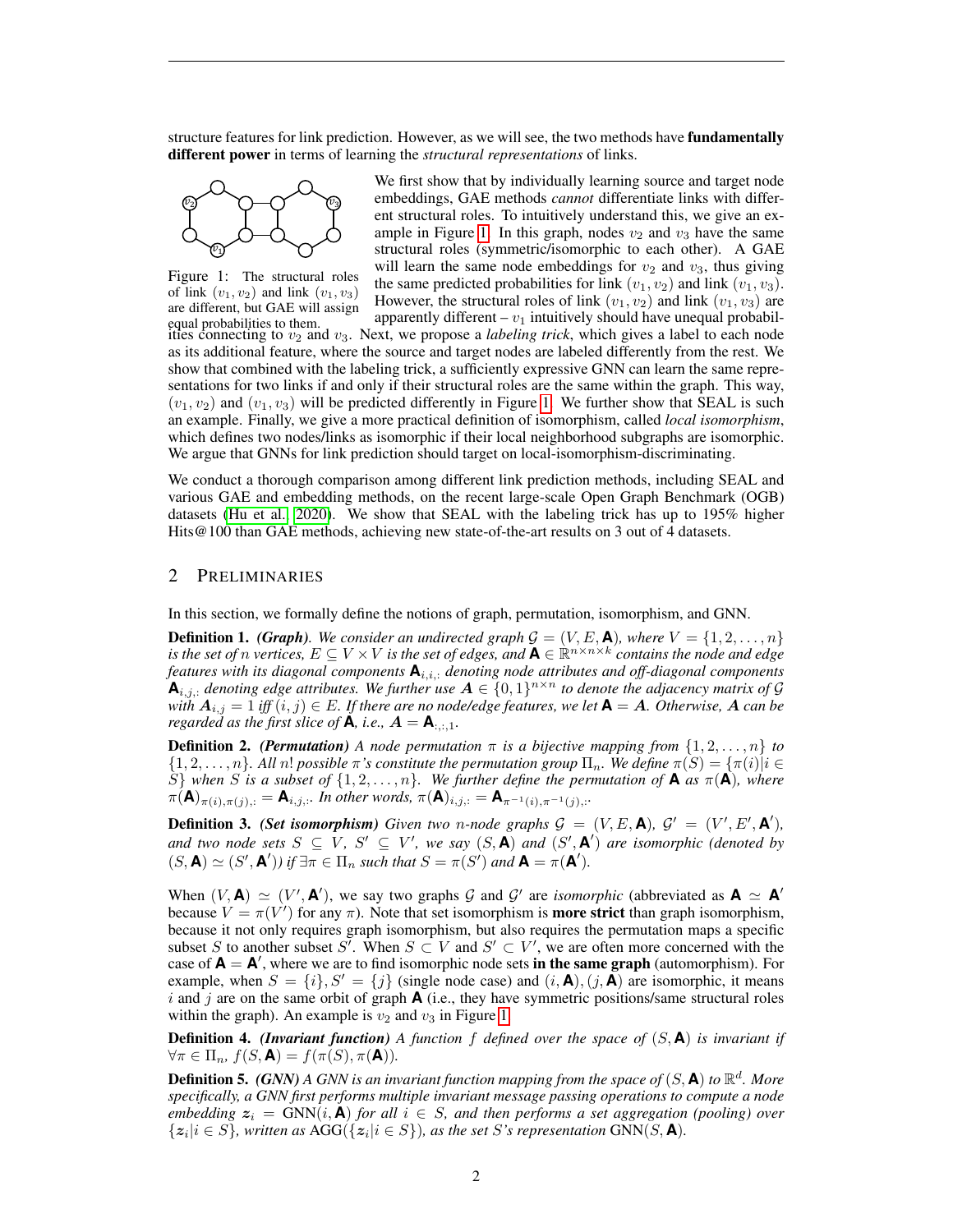structure features for link prediction. However, as we will see, the two methods have **fundamentally different power** in terms of learning the *structural representations* of links.

Figure 1: The structural roles of link $(v_1, v_2)$ and link $(v_1, v_3)$ are different, but GAE will assign equal probabilities to them.

We first show that by individually learning source and target node embeddings, GAE methods *cannot* differentiate links with different structural roles. To intuitively understand this, we give an example in Figure 1. In this graph, nodes $v_2$ and $v_3$ have the same structural roles (symmetric/isomorphic to each other). A GAE will learn the same node embeddings for $v_2$ and $v_3$, thus giving the same predicted probabilities for link $(v_1, v_2)$ and link $(v_1, v_3)$. However, the structural roles of link $(v_1, v_2)$ and link $(v_1, v_3)$ are apparently different – $v_1$ intuitively should have unequal probabilities connecting to $v_2$ and $v_3$. Next, we propose a *labeling trick*, which gives a label to each node as its additional feature, where the source and target nodes are labeled differently from the rest. We show that combined with the labeling trick, a sufficiently expressive GNN can learn the same representations for two links if and only if their structural roles are the same within the graph. This way, $(v_1, v_2)$ and $(v_1, v_3)$ will be predicted differently in Figure 1. We further show that SEAL is such an example. Finally, we give a more practical definition of isomorphism, called *local isomorphism*, which defines two nodes/links as isomorphic if their local neighborhood subgraphs are isomorphic. We argue that GNNs for link prediction should target on local-isomorphism-discriminating.

We conduct a thorough comparison among different link prediction methods, including SEAL and various GAE and embedding methods, on the recent large-scale Open Graph Benchmark (OGB) datasets (Hu et al., 2020). We show that SEAL with the labeling trick has up to 195% higher Hits@100 than GAE methods, achieving new state-of-the-art results on 3 out of 4 datasets.

## 2 Preliminaries

In this section, we formally define the notions of graph, permutation, isomorphism, and GNN.

**Definition 1.** ***(Graph).*** *We consider an undirected graph $\mathcal{G} = (V, E, \mathbf{A})$, where $V = \{1, 2, \dots, n\}$ is the set of $n$ vertices, $E \subseteq V \times V$ is the set of edges, and $\mathbf{A} \in \mathbb{R}^{n \times n \times k}$ contains the node and edge features with its diagonal components $\mathbf{A}_{i,i,:}$ denoting node attributes and off-diagonal components $\mathbf{A}_{i,j,:}$ denoting edge attributes. We further use $\boldsymbol{A} \in \{0, 1\}^{n \times n}$ to denote the adjacency matrix of $\mathcal{G}$ with $\boldsymbol{A}_{i,j} = 1$ iff $(i, j) \in E$. If there are no node/edge features, we let $\mathbf{A} = \boldsymbol{A}$. Otherwise, $\boldsymbol{A}$ can be regarded as the first slice of $\mathbf{A}$, i.e., $\boldsymbol{A} = \mathbf{A}_{:,:,1}$.*

**Definition 2.** ***(Permutation)*** *A node permutation $\pi$ is a bijective mapping from $\{1, 2, \dots, n\}$ to $\{1, 2, \dots, n\}$. All $n!$ possible $\pi$'s constitute the permutation group $\Pi_n$. We define $\pi(S) = \{\pi(i) | i \in S\}$ when $S$ is a subset of $\{1, 2, \dots, n\}$. We further define the permutation of $\mathbf{A}$ as $\pi(\mathbf{A})$, where $\pi(\mathbf{A})_{\pi(i),\pi(j),:} = \mathbf{A}_{i,j,:}$. In other words, $\pi(\mathbf{A})_{i,j,:} = \mathbf{A}_{\pi^{-1}(i),\pi^{-1}(j),:}$.*

**Definition 3.** ***(Set isomorphism)*** *Given two $n$-node graphs $\mathcal{G} = (V, E, \mathbf{A})$, $\mathcal{G}' = (V', E', \mathbf{A}')$, and two node sets $S \subseteq V$, $S' \subseteq V'$, we say $(S, \mathbf{A})$ and $(S', \mathbf{A}')$ are isomorphic (denoted by $(S, \mathbf{A}) \simeq (S', \mathbf{A}')$) if $\exists \pi \in \Pi_n$ such that $S = \pi(S')$ and $\mathbf{A} = \pi(\mathbf{A}')$.*

When $(V, \mathbf{A}) \simeq (V', \mathbf{A}')$, we say two graphs $\mathcal{G}$ and $\mathcal{G}'$ are *isomorphic* (abbreviated as $\mathbf{A} \simeq \mathbf{A}'$ because $V = \pi(V')$ for any $\pi$). Note that set isomorphism is **more strict** than graph isomorphism, because it not only requires graph isomorphism, but also requires the permutation maps a specific subset $S$ to another subset $S'$. When $S \subset V$ and $S' \subset V'$, we are often more concerned with the case of $\mathbf{A} = \mathbf{A}'$, where we are to find isomorphic node sets **in the same graph** (automorphism). For example, when $S = \{i\}, S' = \{j\}$ (single node case) and $(i, \mathbf{A}), (j, \mathbf{A})$ are isomorphic, it means $i$ and $j$ are on the same orbit of graph $\mathbf{A}$ (i.e., they have symmetric positions/same structural roles within the graph). An example is $v_2$ and $v_3$ in Figure 1.

**Definition 4.** ***(Invariant function)*** *A function $f$ defined over the space of $(S, \mathbf{A})$ is invariant if $\forall \pi \in \Pi_n$, $f(S, \mathbf{A}) = f(\pi(S), \pi(\mathbf{A}))$.*

**Definition 5.** ***(GNN)*** *A GNN is an invariant function mapping from the space of $(S, \mathbf{A})$ to $\mathbb{R}^d$. More specifically, a GNN first performs multiple invariant message passing operations to compute a node embedding $\boldsymbol{z}_i = \text{GNN}(i, \mathbf{A})$ for all $i \in S$, and then performs a set aggregation (pooling) over $\{\boldsymbol{z}_i | i \in S\}$, written as $\text{AGG}(\{\boldsymbol{z}_i | i \in S\})$, as the set $S$'s representation $\text{GNN}(S, \mathbf{A})$.*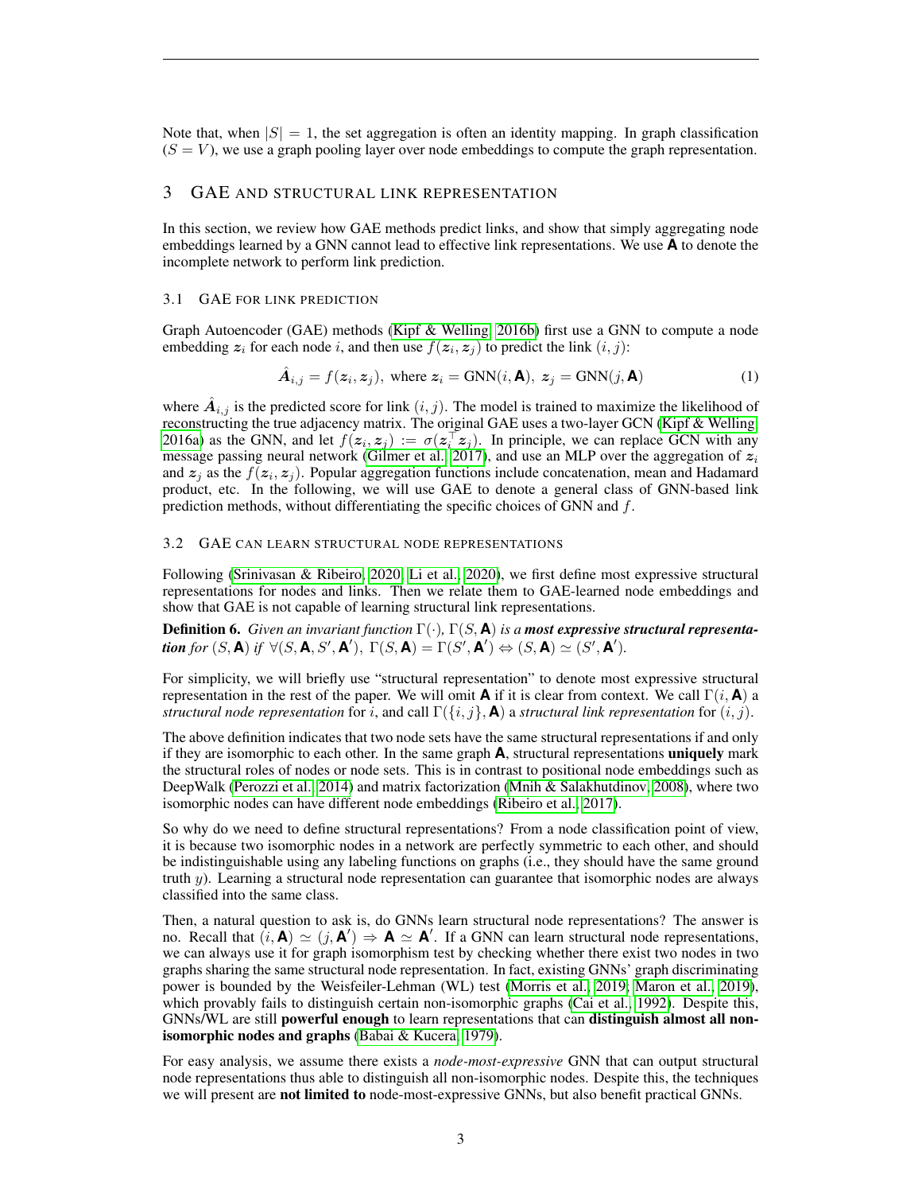Note that, when $|S| = 1$, the set aggregation is often an identity mapping. In graph classification ($S = V$), we use a graph pooling layer over node embeddings to compute the graph representation.

## 3 GAE AND STRUCTURAL LINK REPRESENTATION

In this section, we review how GAE methods predict links, and show that simply aggregating node embeddings learned by a GNN cannot lead to effective link representations. We use $\mathbf{A}$ to denote the incomplete network to perform link prediction.

### 3.1 GAE FOR LINK PREDICTION

Graph Autoencoder (GAE) methods (Kipf & Welling, 2016b) first use a GNN to compute a node embedding $\boldsymbol{z}_i$ for each node $i$, and then use $f(\boldsymbol{z}_i, \boldsymbol{z}_j)$ to predict the link $(i, j)$:

$$\hat{\boldsymbol{A}}_{i,j} = f(\boldsymbol{z}_i, \boldsymbol{z}_j), \text{ where } \boldsymbol{z}_i = \text{GNN}(i, \mathbf{A}),\ \boldsymbol{z}_j = \text{GNN}(j, \mathbf{A}) \tag{1}$$

where $\hat{\boldsymbol{A}}_{i,j}$ is the predicted score for link $(i, j)$. The model is trained to maximize the likelihood of reconstructing the true adjacency matrix. The original GAE uses a two-layer GCN (Kipf & Welling, 2016a) as the GNN, and let $f(\boldsymbol{z}_i, \boldsymbol{z}_j) := \sigma(\boldsymbol{z}_i^\top \boldsymbol{z}_j)$. In principle, we can replace GCN with any message passing neural network (Gilmer et al., 2017), and use an MLP over the aggregation of $\boldsymbol{z}_i$ and $\boldsymbol{z}_j$ as the $f(\boldsymbol{z}_i, \boldsymbol{z}_j)$. Popular aggregation functions include concatenation, mean and Hadamard product, etc. In the following, we will use GAE to denote a general class of GNN-based link prediction methods, without differentiating the specific choices of GNN and $f$.

### 3.2 GAE CAN LEARN STRUCTURAL NODE REPRESENTATIONS

Following (Srinivasan & Ribeiro, 2020; Li et al., 2020), we first define most expressive structural representations for nodes and links. Then we relate them to GAE-learned node embeddings and show that GAE is not capable of learning structural link representations.

**Definition 6.** *Given an invariant function $\Gamma(\cdot)$, $\Gamma(S, \mathbf{A})$ is a **most expressive structural representation** for $(S, \mathbf{A})$ if $\forall (S, \mathbf{A}, S', \mathbf{A}'),\ \Gamma(S, \mathbf{A}) = \Gamma(S', \mathbf{A}') \Leftrightarrow (S, \mathbf{A}) \simeq (S', \mathbf{A}')$.*

For simplicity, we will briefly use "structural representation" to denote most expressive structural representation in the rest of the paper. We will omit $\mathbf{A}$ if it is clear from context. We call $\Gamma(i, \mathbf{A})$ a *structural node representation* for $i$, and call $\Gamma(\{i, j\}, \mathbf{A})$ a *structural link representation* for $(i, j)$.

The above definition indicates that two node sets have the same structural representations if and only if they are isomorphic to each other. In the same graph $\mathbf{A}$, structural representations **uniquely** mark the structural roles of nodes or node sets. This is in contrast to positional node embeddings such as DeepWalk (Perozzi et al., 2014) and matrix factorization (Mnih & Salakhutdinov, 2008), where two isomorphic nodes can have different node embeddings (Ribeiro et al., 2017).

So why do we need to define structural representations? From a node classification point of view, it is because two isomorphic nodes in a network are perfectly symmetric to each other, and should be indistinguishable using any labeling functions on graphs (i.e., they should have the same ground truth $y$). Learning a structural node representation can guarantee that isomorphic nodes are always classified into the same class.

Then, a natural question to ask is, do GNNs learn structural node representations? The answer is no. Recall that $(i, \mathbf{A}) \simeq (j, \mathbf{A}') \Rightarrow \mathbf{A} \simeq \mathbf{A}'$. If a GNN can learn structural node representations, we can always use it for graph isomorphism test by checking whether there exist two nodes in two graphs sharing the same structural node representation. In fact, existing GNNs' graph discriminating power is bounded by the Weisfeiler-Lehman (WL) test (Morris et al., 2019; Maron et al., 2019), which provably fails to distinguish certain non-isomorphic graphs (Cai et al., 1992). Despite this, GNNs/WL are still **powerful enough** to learn representations that can **distinguish almost all non-isomorphic nodes and graphs** (Babai & Kucera, 1979).

For easy analysis, we assume there exists a *node-most-expressive* GNN that can output structural node representations thus able to distinguish all non-isomorphic nodes. Despite this, the techniques we will present are **not limited to** node-most-expressive GNNs, but also benefit practical GNNs.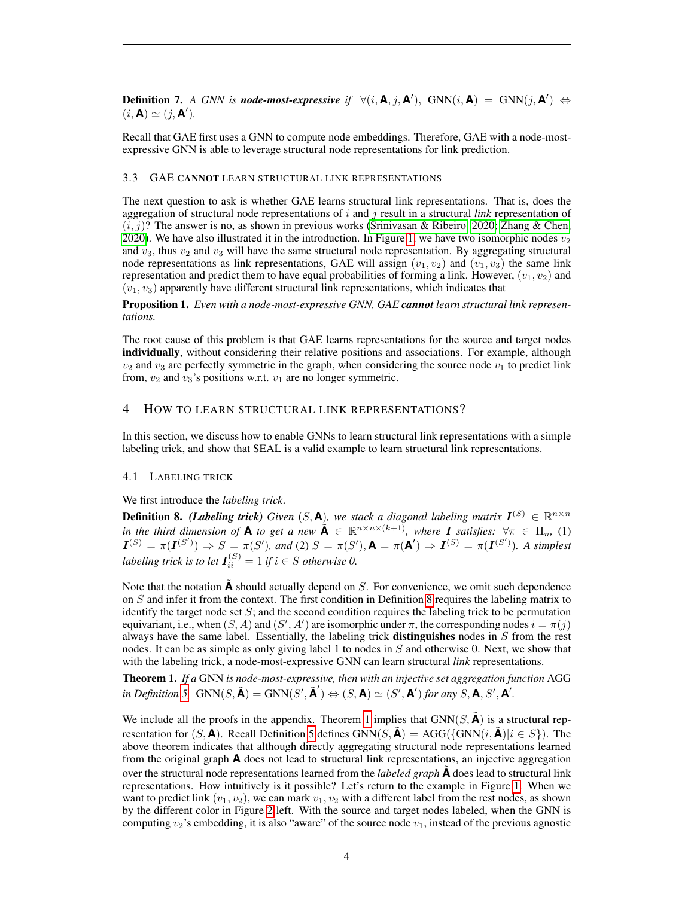**Definition 7.** *A GNN is **node-most-expressive** if* $\forall (i, \mathbf{A}, j, \mathbf{A}')$, $\text{GNN}(i, \mathbf{A}) = \text{GNN}(j, \mathbf{A}') \Leftrightarrow (i, \mathbf{A}) \simeq (j, \mathbf{A}')$.

Recall that GAE first uses a GNN to compute node embeddings. Therefore, GAE with a node-most-expressive GNN is able to leverage structural node representations for link prediction.

### 3.3 GAE CANNOT LEARN STRUCTURAL LINK REPRESENTATIONS

The next question to ask is whether GAE learns structural link representations. That is, does the aggregation of structural node representations of $i$ and $j$ result in a structural *link* representation of $(i, j)$? The answer is no, as shown in previous works (Srinivasan & Ribeiro, 2020; Zhang & Chen, 2020). We have also illustrated it in the introduction. In Figure 1, we have two isomorphic nodes $v_2$ and $v_3$, thus $v_2$ and $v_3$ will have the same structural node representation. By aggregating structural node representations as link representations, GAE will assign $(v_1, v_2)$ and $(v_1, v_3)$ the same link representation and predict them to have equal probabilities of forming a link. However, $(v_1, v_2)$ and $(v_1, v_3)$ apparently have different structural link representations, which indicates that

**Proposition 1.** *Even with a node-most-expressive GNN, GAE **cannot** learn structural link representations.*

The root cause of this problem is that GAE learns representations for the source and target nodes **individually**, without considering their relative positions and associations. For example, although $v_2$ and $v_3$ are perfectly symmetric in the graph, when considering the source node $v_1$ to predict link from, $v_2$ and $v_3$'s positions w.r.t. $v_1$ are no longer symmetric.

## 4 HOW TO LEARN STRUCTURAL LINK REPRESENTATIONS?

In this section, we discuss how to enable GNNs to learn structural link representations with a simple labeling trick, and show that SEAL is a valid example to learn structural link representations.

### 4.1 LABELING TRICK

We first introduce the *labeling trick*.

**Definition 8.** ***(Labeling trick)*** *Given* $(S, \mathbf{A})$*, we stack a diagonal labeling matrix* $\boldsymbol{I}^{(S)} \in \mathbb{R}^{n \times n}$ *in the third dimension of* $\mathbf{A}$ *to get a new* $\tilde{\mathbf{A}} \in \mathbb{R}^{n \times n \times (k+1)}$*, where* $\boldsymbol{I}$ *satisfies:* $\forall \pi \in \Pi_n$*, (1)* $\boldsymbol{I}^{(S)} = \pi(\boldsymbol{I}^{(S')}) \Rightarrow S = \pi(S')$*, and (2)* $S = \pi(S'), \mathbf{A} = \pi(\mathbf{A}') \Rightarrow \boldsymbol{I}^{(S)} = \pi(\boldsymbol{I}^{(S')})$*. A simplest labeling trick is to let* $\boldsymbol{I}^{(S)}_{ii} = 1$ *if* $i \in S$ *otherwise 0.*

Note that the notation $\tilde{\mathbf{A}}$ should actually depend on $S$. For convenience, we omit such dependence on $S$ and infer it from the context. The first condition in Definition 8 requires the labeling matrix to identify the target node set $S$; and the second condition requires the labeling trick to be permutation equivariant, i.e., when $(S, A)$ and $(S', A')$ are isomorphic under $\pi$, the corresponding nodes $i = \pi(j)$ always have the same label. Essentially, the labeling trick **distinguishes** nodes in $S$ from the rest nodes. It can be as simple as only giving label 1 to nodes in $S$ and otherwise 0. Next, we show that with the labeling trick, a node-most-expressive GNN can learn structural *link* representations.

**Theorem 1.** *If a* GNN *is node-most-expressive, then with an injective set aggregation function* AGG *in Definition 5,* $\text{GNN}(S, \tilde{\mathbf{A}}) = \text{GNN}(S', \tilde{\mathbf{A}}') \Leftrightarrow (S, \mathbf{A}) \simeq (S', \mathbf{A}')$ *for any* $S, \mathbf{A}, S', \mathbf{A}'$.

We include all the proofs in the appendix. Theorem 1 implies that $\text{GNN}(S, \tilde{\mathbf{A}})$ is a structural representation for $(S, \mathbf{A})$. Recall Definition 5 defines $\text{GNN}(S, \tilde{\mathbf{A}}) = \text{AGG}(\{\text{GNN}(i, \tilde{\mathbf{A}}) | i \in S\})$. The above theorem indicates that although directly aggregating structural node representations learned from the original graph $\mathbf{A}$ does not lead to structural link representations, an injective aggregation over the structural node representations learned from the *labeled graph* $\tilde{\mathbf{A}}$ does lead to structural link representations. How intuitively is it possible? Let's return to the example in Figure 1. When we want to predict link $(v_1, v_2)$, we can mark $v_1, v_2$ with a different label from the rest nodes, as shown by the different color in Figure 2 left. With the source and target nodes labeled, when the GNN is computing $v_2$'s embedding, it is also "aware" of the source node $v_1$, instead of the previous agnostic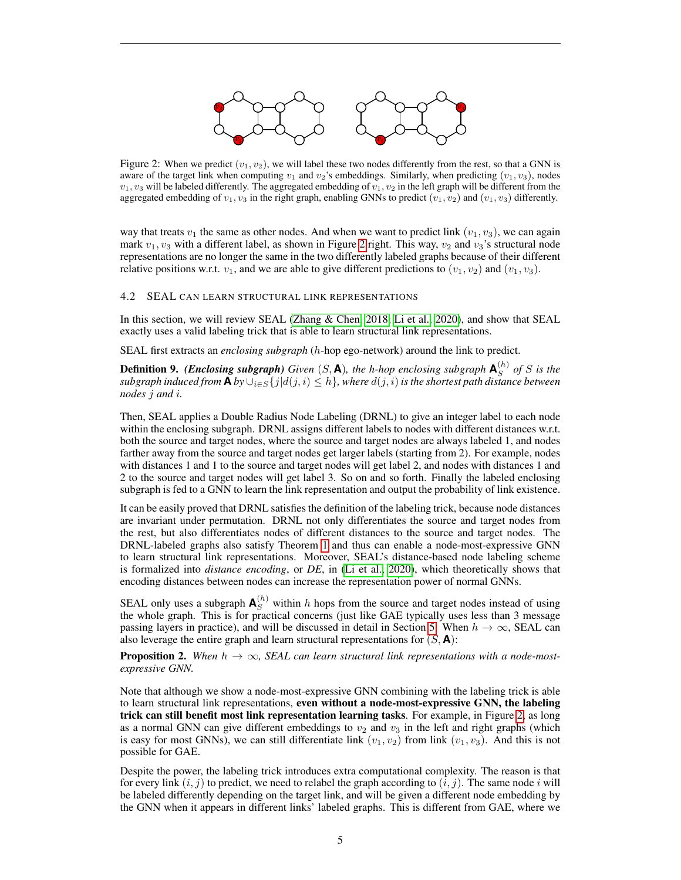Figure 2: When we predict $(v_1, v_2)$, we will label these two nodes differently from the rest, so that a GNN is aware of the target link when computing $v_1$ and $v_2$'s embeddings. Similarly, when predicting $(v_1, v_3)$, nodes $v_1, v_3$ will be labeled differently. The aggregated embedding of $v_1, v_2$ in the left graph will be different from the aggregated embedding of $v_1, v_3$ in the right graph, enabling GNNs to predict $(v_1, v_2)$ and $(v_1, v_3)$ differently.

way that treats $v_1$ the same as other nodes. And when we want to predict link $(v_1, v_3)$, we can again mark $v_1, v_3$ with a different label, as shown in Figure 2 right. This way, $v_2$ and $v_3$'s structural node representations are no longer the same in the two differently labeled graphs because of their different relative positions w.r.t. $v_1$, and we are able to give different predictions to $(v_1, v_2)$ and $(v_1, v_3)$.

### 4.2 SEAL CAN LEARN STRUCTURAL LINK REPRESENTATIONS

In this section, we will review SEAL (Zhang & Chen, 2018; Li et al., 2020), and show that SEAL exactly uses a valid labeling trick that is able to learn structural link representations.

SEAL first extracts an *enclosing subgraph* ($h$-hop ego-network) around the link to predict.

**Definition 9.** ***(Enclosing subgraph)*** *Given $(S, \mathbf{A})$, the $h$-hop enclosing subgraph $\mathbf{A}_S^{(h)}$ of $S$ is the subgraph induced from $\mathbf{A}$ by $\cup_{i \in S}\{j | d(j, i) \leq h\}$, where $d(j, i)$ is the shortest path distance between nodes $j$ and $i$.*

Then, SEAL applies a Double Radius Node Labeling (DRNL) to give an integer label to each node within the enclosing subgraph. DRNL assigns different labels to nodes with different distances w.r.t. both the source and target nodes, where the source and target nodes are always labeled 1, and nodes farther away from the source and target nodes get larger labels (starting from 2). For example, nodes with distances 1 and 1 to the source and target nodes will get label 2, and nodes with distances 1 and 2 to the source and target nodes will get label 3. So on and so forth. Finally the labeled enclosing subgraph is fed to a GNN to learn the link representation and output the probability of link existence.

It can be easily proved that DRNL satisfies the definition of the labeling trick, because node distances are invariant under permutation. DRNL not only differentiates the source and target nodes from the rest, but also differentiates nodes of different distances to the source and target nodes. The DRNL-labeled graphs also satisfy Theorem 1 and thus can enable a node-most-expressive GNN to learn structural link representations. Moreover, SEAL's distance-based node labeling scheme is formalized into *distance encoding*, or *DE*, in (Li et al., 2020), which theoretically shows that encoding distances between nodes can increase the representation power of normal GNNs.

SEAL only uses a subgraph $\mathbf{A}_S^{(h)}$ within $h$ hops from the source and target nodes instead of using the whole graph. This is for practical concerns (just like GAE typically uses less than 3 message passing layers in practice), and will be discussed in detail in Section 5. When $h \to \infty$, SEAL can also leverage the entire graph and learn structural representations for $(S, \mathbf{A})$:

**Proposition 2.** *When $h \to \infty$, SEAL can learn structural link representations with a node-most-expressive GNN.*

Note that although we show a node-most-expressive GNN combining with the labeling trick is able to learn structural link representations, **even without a node-most-expressive GNN, the labeling trick can still benefit most link representation learning tasks**. For example, in Figure 2, as long as a normal GNN can give different embeddings to $v_2$ and $v_3$ in the left and right graphs (which is easy for most GNNs), we can still differentiate link $(v_1, v_2)$ from link $(v_1, v_3)$. And this is not possible for GAE.

Despite the power, the labeling trick introduces extra computational complexity. The reason is that for every link $(i, j)$ to predict, we need to relabel the graph according to $(i, j)$. The same node $i$ will be labeled differently depending on the target link, and will be given a different node embedding by the GNN when it appears in different links' labeled graphs. This is different from GAE, where we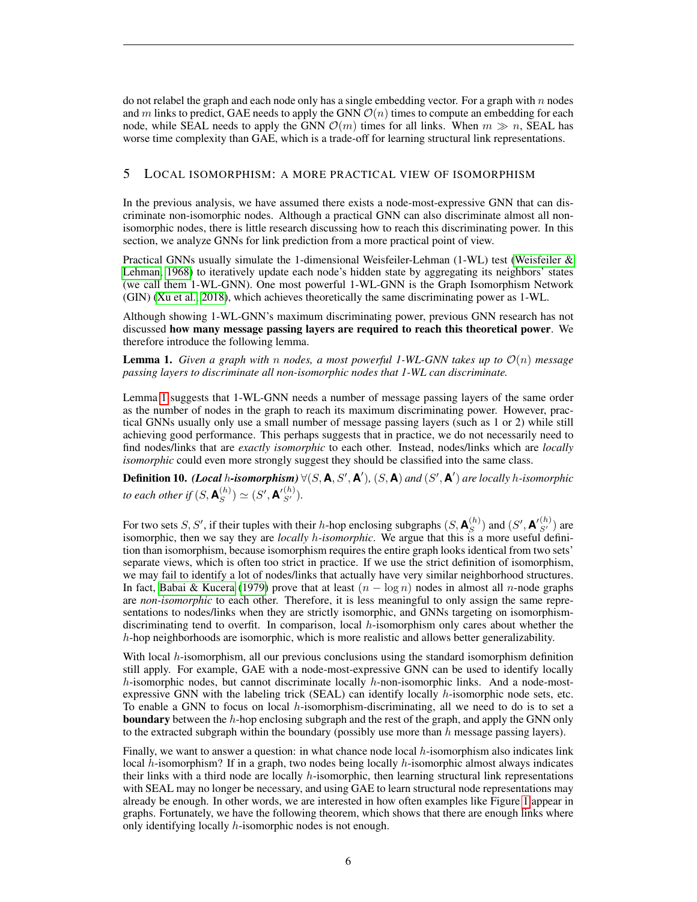do not relabel the graph and each node only has a single embedding vector. For a graph with $n$ nodes and $m$ links to predict, GAE needs to apply the GNN $\mathcal{O}(n)$ times to compute an embedding for each node, while SEAL needs to apply the GNN $\mathcal{O}(m)$ times for all links. When $m \gg n$, SEAL has worse time complexity than GAE, which is a trade-off for learning structural link representations.

## 5 Local isomorphism: a more practical view of isomorphism

In the previous analysis, we have assumed there exists a node-most-expressive GNN that can discriminate non-isomorphic nodes. Although a practical GNN can also discriminate almost all non-isomorphic nodes, there is little research discussing how to reach this discriminating power. In this section, we analyze GNNs for link prediction from a more practical point of view.

Practical GNNs usually simulate the 1-dimensional Weisfeiler-Lehman (1-WL) test (Weisfeiler & Lehman, 1968) to iteratively update each node's hidden state by aggregating its neighbors' states (we call them 1-WL-GNN). One most powerful 1-WL-GNN is the Graph Isomorphism Network (GIN) (Xu et al., 2018), which achieves theoretically the same discriminating power as 1-WL.

Although showing 1-WL-GNN's maximum discriminating power, previous GNN research has not discussed **how many message passing layers are required to reach this theoretical power**. We therefore introduce the following lemma.

**Lemma 1.** *Given a graph with $n$ nodes, a most powerful 1-WL-GNN takes up to $\mathcal{O}(n)$ message passing layers to discriminate all non-isomorphic nodes that 1-WL can discriminate.*

Lemma 1 suggests that 1-WL-GNN needs a number of message passing layers of the same order as the number of nodes in the graph to reach its maximum discriminating power. However, practical GNNs usually only use a small number of message passing layers (such as 1 or 2) while still achieving good performance. This perhaps suggests that in practice, we do not necessarily need to find nodes/links that are *exactly isomorphic* to each other. Instead, nodes/links which are *locally isomorphic* could even more strongly suggest they should be classified into the same class.

**Definition 10.** ***(Local $h$-isomorphism)*** *$\forall (S, \mathbf{A}, S', \mathbf{A}')$, $(S, \mathbf{A})$ and $(S', \mathbf{A}')$ are locally $h$-isomorphic to each other if $(S, \mathbf{A}_S^{(h)}) \simeq (S', {\mathbf{A}'}_{S'}^{(h)})$.*

For two sets $S, S'$, if their tuples with their $h$-hop enclosing subgraphs $(S, \mathbf{A}_S^{(h)})$ and $(S', {\mathbf{A}'}_{S'}^{(h)})$ are isomorphic, then we say they are *locally $h$-isomorphic*. We argue that this is a more useful definition than isomorphism, because isomorphism requires the entire graph looks identical from two sets' separate views, which is often too strict in practice. If we use the strict definition of isomorphism, we may fail to identify a lot of nodes/links that actually have very similar neighborhood structures. In fact, Babai & Kucera (1979) prove that at least $(n - \log n)$ nodes in almost all $n$-node graphs are *non-isomorphic* to each other. Therefore, it is less meaningful to only assign the same representations to nodes/links when they are strictly isomorphic, and GNNs targeting on isomorphism-discriminating tend to overfit. In comparison, local $h$-isomorphism only cares about whether the $h$-hop neighborhoods are isomorphic, which is more realistic and allows better generalizability.

With local $h$-isomorphism, all our previous conclusions using the standard isomorphism definition still apply. For example, GAE with a node-most-expressive GNN can be used to identify locally $h$-isomorphic nodes, but cannot discriminate locally $h$-non-isomorphic links. And a node-most-expressive GNN with the labeling trick (SEAL) can identify locally $h$-isomorphic node sets, etc. To enable a GNN to focus on local $h$-isomorphism-discriminating, all we need to do is to set a **boundary** between the $h$-hop enclosing subgraph and the rest of the graph, and apply the GNN only to the extracted subgraph within the boundary (possibly use more than $h$ message passing layers).

Finally, we want to answer a question: in what chance node local $h$-isomorphism also indicates link local $h$-isomorphism? If in a graph, two nodes being locally $h$-isomorphic almost always indicates their links with a third node are locally $h$-isomorphic, then learning structural link representations with SEAL may no longer be necessary, and using GAE to learn structural node representations may already be enough. In other words, we are interested in how often examples like Figure 1 appear in graphs. Fortunately, we have the following theorem, which shows that there are enough links where only identifying locally $h$-isomorphic nodes is not enough.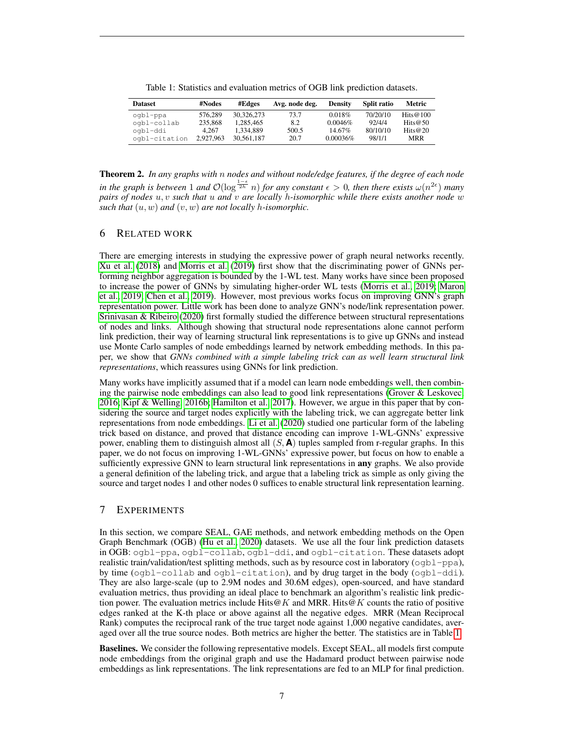Table 1: Statistics and evaluation metrics of OGB link prediction datasets.

| Dataset | #Nodes | #Edges | Avg. node deg. | Density | Split ratio | Metric |
|---|---|---|---|---|---|---|
| ogbl-ppa | 576,289 | 30,326,273 | 73.7 | 0.018% | 70/20/10 | Hits@100 |
| ogbl-collab | 235,868 | 1,285,465 | 8.2 | 0.0046% | 92/4/4 | Hits@50 |
| ogbl-ddi | 4,267 | 1,334,889 | 500.5 | 14.67% | 80/10/10 | Hits@20 |
| ogbl-citation | 2,927,963 | 30,561,187 | 20.7 | 0.00036% | 98/1/1 | MRR |

**Theorem 2.** *In any graphs with $n$ nodes and without node/edge features, if the degree of each node in the graph is between 1 and $\mathcal{O}(\log^{\frac{1-\epsilon}{2h}} n)$ for any constant $\epsilon > 0$, then there exists $\omega(n^{2\epsilon})$ many pairs of nodes $u, v$ such that $u$ and $v$ are locally $h$-isomorphic while there exists another node $w$ such that $(u, w)$ and $(v, w)$ are not locally $h$-isomorphic.*

## 6 Related work

There are emerging interests in studying the expressive power of graph neural networks recently. Xu et al. (2018) and Morris et al. (2019) first show that the discriminating power of GNNs performing neighbor aggregation is bounded by the 1-WL test. Many works have since been proposed to increase the power of GNNs by simulating higher-order WL tests (Morris et al., 2019; Maron et al., 2019; Chen et al., 2019). However, most previous works focus on improving GNN's graph representation power. Little work has been done to analyze GNN's node/link representation power. Srinivasan & Ribeiro (2020) first formally studied the difference between structural representations of nodes and links. Although showing that structural node representations alone cannot perform link prediction, their way of learning structural link representations is to give up GNNs and instead use Monte Carlo samples of node embeddings learned by network embedding methods. In this paper, we show that *GNNs combined with a simple labeling trick can as well learn structural link representations*, which reassures using GNNs for link prediction.

Many works have implicitly assumed that if a model can learn node embeddings well, then combining the pairwise node embeddings can also lead to good link representations (Grover & Leskovec, 2016; Kipf & Welling, 2016b; Hamilton et al., 2017). However, we argue in this paper that by considering the source and target nodes explicitly with the labeling trick, we can aggregate better link representations from node embeddings. Li et al. (2020) studied one particular form of the labeling trick based on distance, and proved that distance encoding can improve 1-WL-GNNs' expressive power, enabling them to distinguish almost all $(S, \mathbf{A})$ tuples sampled from r-regular graphs. In this paper, we do not focus on improving 1-WL-GNNs' expressive power, but focus on how to enable a sufficiently expressive GNN to learn structural link representations in **any** graphs. We also provide a general definition of the labeling trick, and argue that a labeling trick as simple as only giving the source and target nodes 1 and other nodes 0 suffices to enable structural link representation learning.

## 7 Experiments

In this section, we compare SEAL, GAE methods, and network embedding methods on the Open Graph Benchmark (OGB) (Hu et al., 2020) datasets. We use all the four link prediction datasets in OGB: ogbl-ppa, ogbl-collab, ogbl-ddi, and ogbl-citation. These datasets adopt realistic train/validation/test splitting methods, such as by resource cost in laboratory (ogbl-ppa), by time (ogbl-collab and ogbl-citation), and by drug target in the body (ogbl-ddi). They are also large-scale (up to 2.9M nodes and 30.6M edges), open-sourced, and have standard evaluation metrics, thus providing an ideal place to benchmark an algorithm's realistic link prediction power. The evaluation metrics include Hits@$K$ and MRR. Hits@$K$ counts the ratio of positive edges ranked at the K-th place or above against all the negative edges. MRR (Mean Reciprocal Rank) computes the reciprocal rank of the true target node against 1,000 negative candidates, averaged over all the true source nodes. Both metrics are higher the better. The statistics are in Table 1.

**Baselines.** We consider the following representative models. Except SEAL, all models first compute node embeddings from the original graph and use the Hadamard product between pairwise node embeddings as link representations. The link representations are fed to an MLP for final prediction.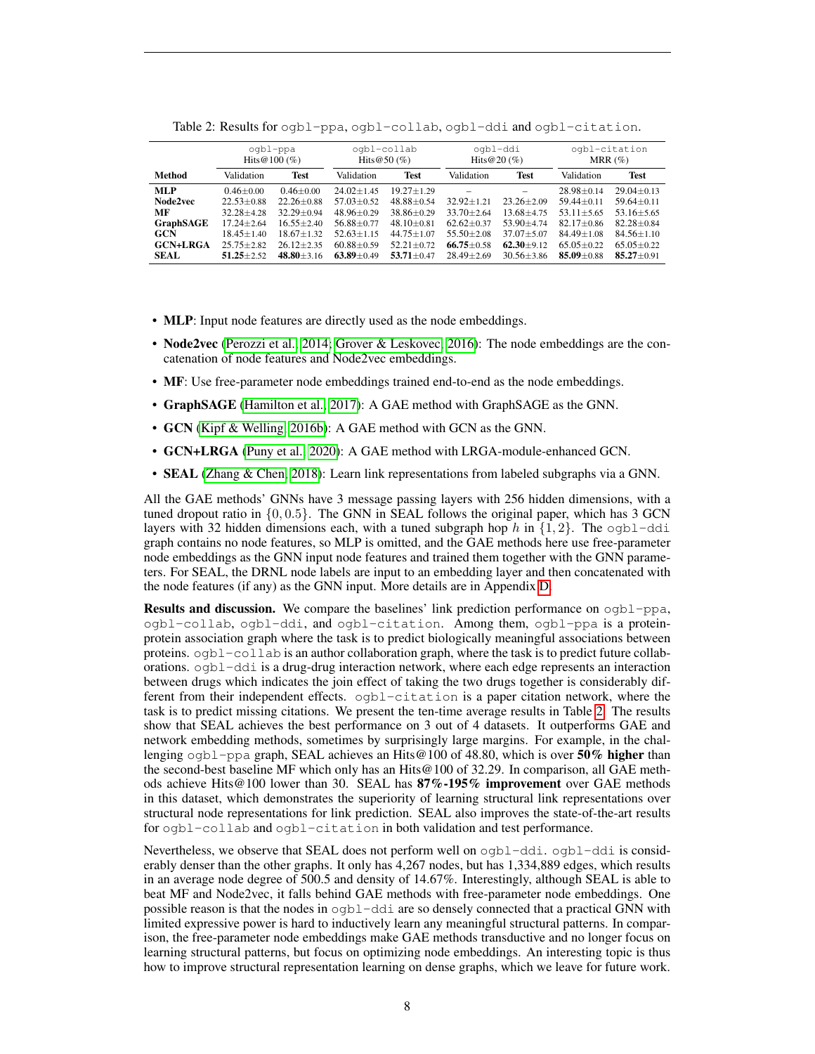Table 2: Results for ogbl-ppa, ogbl-collab, ogbl-ddi and ogbl-citation.

| | ogbl-ppa Hits@100 (%) | | ogbl-collab Hits@50 (%) | | ogbl-ddi Hits@20 (%) | | ogbl-citation MRR (%) | |
|---|---|---|---|---|---|---|---|---|
| **Method** | Validation | **Test** | Validation | **Test** | Validation | **Test** | Validation | **Test** |
| **MLP** | 0.46±0.00 | 0.46±0.00 | 24.02±1.45 | 19.27±1.29 | – | – | 28.98±0.14 | 29.04±0.13 |
| **Node2vec** | 22.53±0.88 | 22.26±0.88 | 57.03±0.52 | 48.88±0.54 | 32.92±1.21 | 23.26±2.09 | 59.44±0.11 | 59.64±0.11 |
| **MF** | 32.28±4.28 | 32.29±0.94 | 48.96±0.29 | 38.86±0.29 | 33.70±2.64 | 13.68±4.75 | 53.11±5.65 | 53.16±5.65 |
| **GraphSAGE** | 17.24±2.64 | 16.55±2.40 | 56.88±0.77 | 48.10±0.81 | 62.62±0.37 | 53.90±4.74 | 82.17±0.86 | 82.28±0.84 |
| **GCN** | 18.45±1.40 | 18.67±1.32 | 52.63±1.15 | 44.75±1.07 | 55.50±2.08 | 37.07±5.07 | 84.49±1.08 | 84.56±1.10 |
| **GCN+LRGA** | 25.75±2.82 | 26.12±2.35 | 60.88±0.59 | 52.21±0.72 | **66.75**±0.58 | **62.30**±9.12 | 65.05±0.22 | 65.05±0.22 |
| **SEAL** | **51.25**±2.52 | **48.80**±3.16 | **63.89**±0.49 | **53.71**±0.47 | 28.49±2.69 | 30.56±3.86 | **85.09**±0.88 | **85.27**±0.91 |

- **MLP**: Input node features are directly used as the node embeddings.
- **Node2vec** (Perozzi et al., 2014; Grover & Leskovec, 2016): The node embeddings are the concatenation of node features and Node2vec embeddings.
- **MF**: Use free-parameter node embeddings trained end-to-end as the node embeddings.
- **GraphSAGE** (Hamilton et al., 2017): A GAE method with GraphSAGE as the GNN.
- **GCN** (Kipf & Welling, 2016b): A GAE method with GCN as the GNN.
- **GCN+LRGA** (Puny et al., 2020): A GAE method with LRGA-module-enhanced GCN.
- **SEAL** (Zhang & Chen, 2018): Learn link representations from labeled subgraphs via a GNN.

All the GAE methods' GNNs have 3 message passing layers with 256 hidden dimensions, with a tuned dropout ratio in $\{0, 0.5\}$. The GNN in SEAL follows the original paper, which has 3 GCN layers with 32 hidden dimensions each, with a tuned subgraph hop $h$ in $\{1, 2\}$. The ogbl-ddi graph contains no node features, so MLP is omitted, and the GAE methods here use free-parameter node embeddings as the GNN input node features and trained them together with the GNN parameters. For SEAL, the DRNL node labels are input to an embedding layer and then concatenated with the node features (if any) as the GNN input. More details are in Appendix D.

**Results and discussion.** We compare the baselines' link prediction performance on ogbl-ppa, ogbl-collab, ogbl-ddi, and ogbl-citation. Among them, ogbl-ppa is a protein-protein association graph where the task is to predict biologically meaningful associations between proteins. ogbl-collab is an author collaboration graph, where the task is to predict future collaborations. ogbl-ddi is a drug-drug interaction network, where each edge represents an interaction between drugs which indicates the join effect of taking the two drugs together is considerably different from their independent effects. ogbl-citation is a paper citation network, where the task is to predict missing citations. We present the ten-time average results in Table 2. The results show that SEAL achieves the best performance on 3 out of 4 datasets. It outperforms GAE and network embedding methods, sometimes by surprisingly large margins. For example, in the challenging ogbl-ppa graph, SEAL achieves an Hits@100 of 48.80, which is over **50% higher** than the second-best baseline MF which only has an Hits@100 of 32.29. In comparison, all GAE methods achieve Hits@100 lower than 30. SEAL has **87%-195% improvement** over GAE methods in this dataset, which demonstrates the superiority of learning structural link representations over structural node representations for link prediction. SEAL also improves the state-of-the-art results for ogbl-collab and ogbl-citation in both validation and test performance.

Nevertheless, we observe that SEAL does not perform well on ogbl-ddi. ogbl-ddi is considerably denser than the other graphs. It only has 4,267 nodes, but has 1,334,889 edges, which results in an average node degree of 500.5 and density of 14.67%. Interestingly, although SEAL is able to beat MF and Node2vec, it falls behind GAE methods with free-parameter node embeddings. One possible reason is that the nodes in ogbl-ddi are so densely connected that a practical GNN with limited expressive power is hard to inductively learn any meaningful structural patterns. In comparison, the free-parameter node embeddings make GAE methods transductive and no longer focus on learning structural patterns, but focus on optimizing node embeddings. An interesting topic is thus how to improve structural representation learning on dense graphs, which we leave for future work.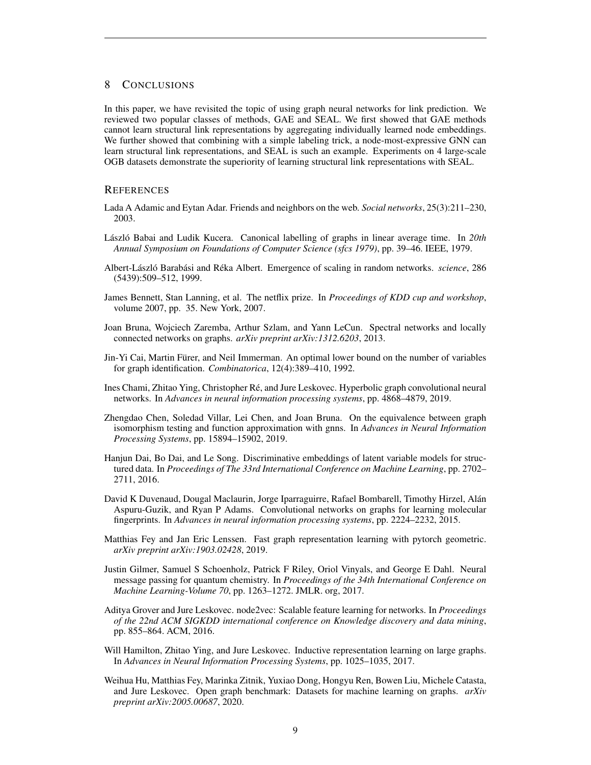## 8 CONCLUSIONS

In this paper, we have revisited the topic of using graph neural networks for link prediction. We reviewed two popular classes of methods, GAE and SEAL. We first showed that GAE methods cannot learn structural link representations by aggregating individually learned node embeddings. We further showed that combining with a simple labeling trick, a node-most-expressive GNN can learn structural link representations, and SEAL is such an example. Experiments on 4 large-scale OGB datasets demonstrate the superiority of learning structural link representations with SEAL.

## REFERENCES

Lada A Adamic and Eytan Adar. Friends and neighbors on the web. *Social networks*, 25(3):211–230, 2003.

László Babai and Ludik Kucera. Canonical labelling of graphs in linear average time. In *20th Annual Symposium on Foundations of Computer Science (sfcs 1979)*, pp. 39–46. IEEE, 1979.

Albert-László Barabási and Réka Albert. Emergence of scaling in random networks. *science*, 286 (5439):509–512, 1999.

James Bennett, Stan Lanning, et al. The netflix prize. In *Proceedings of KDD cup and workshop*, volume 2007, pp. 35. New York, 2007.

Joan Bruna, Wojciech Zaremba, Arthur Szlam, and Yann LeCun. Spectral networks and locally connected networks on graphs. *arXiv preprint arXiv:1312.6203*, 2013.

Jin-Yi Cai, Martin Fürer, and Neil Immerman. An optimal lower bound on the number of variables for graph identification. *Combinatorica*, 12(4):389–410, 1992.

Ines Chami, Zhitao Ying, Christopher Ré, and Jure Leskovec. Hyperbolic graph convolutional neural networks. In *Advances in neural information processing systems*, pp. 4868–4879, 2019.

Zhengdao Chen, Soledad Villar, Lei Chen, and Joan Bruna. On the equivalence between graph isomorphism testing and function approximation with gnns. In *Advances in Neural Information Processing Systems*, pp. 15894–15902, 2019.

Hanjun Dai, Bo Dai, and Le Song. Discriminative embeddings of latent variable models for structured data. In *Proceedings of The 33rd International Conference on Machine Learning*, pp. 2702–2711, 2016.

David K Duvenaud, Dougal Maclaurin, Jorge Iparraguirre, Rafael Bombarell, Timothy Hirzel, Alán Aspuru-Guzik, and Ryan P Adams. Convolutional networks on graphs for learning molecular fingerprints. In *Advances in neural information processing systems*, pp. 2224–2232, 2015.

Matthias Fey and Jan Eric Lenssen. Fast graph representation learning with pytorch geometric. *arXiv preprint arXiv:1903.02428*, 2019.

Justin Gilmer, Samuel S Schoenholz, Patrick F Riley, Oriol Vinyals, and George E Dahl. Neural message passing for quantum chemistry. In *Proceedings of the 34th International Conference on Machine Learning-Volume 70*, pp. 1263–1272. JMLR. org, 2017.

Aditya Grover and Jure Leskovec. node2vec: Scalable feature learning for networks. In *Proceedings of the 22nd ACM SIGKDD international conference on Knowledge discovery and data mining*, pp. 855–864. ACM, 2016.

Will Hamilton, Zhitao Ying, and Jure Leskovec. Inductive representation learning on large graphs. In *Advances in Neural Information Processing Systems*, pp. 1025–1035, 2017.

Weihua Hu, Matthias Fey, Marinka Zitnik, Yuxiao Dong, Hongyu Ren, Bowen Liu, Michele Catasta, and Jure Leskovec. Open graph benchmark: Datasets for machine learning on graphs. *arXiv preprint arXiv:2005.00687*, 2020.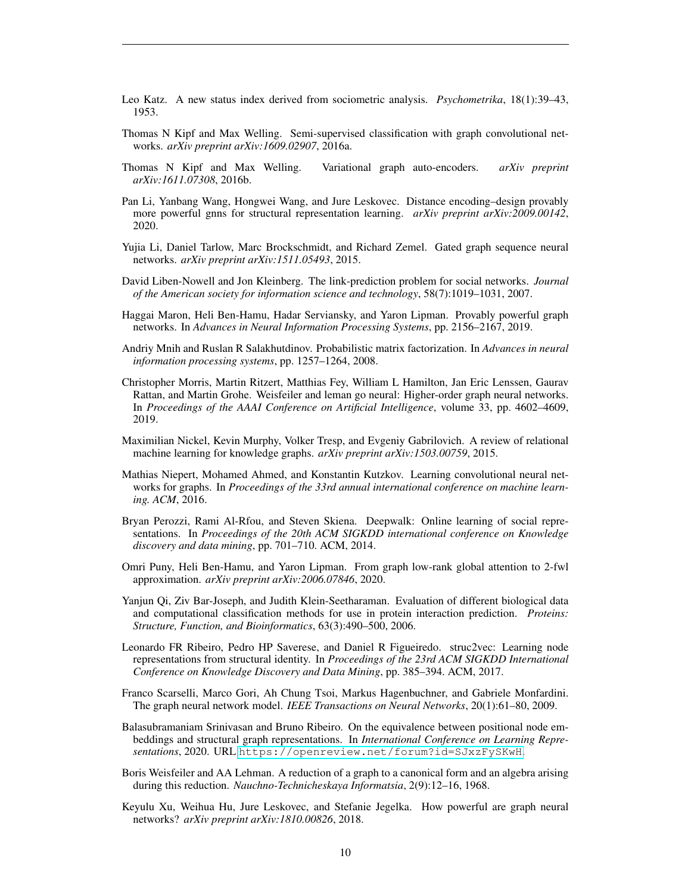Leo Katz. A new status index derived from sociometric analysis. *Psychometrika*, 18(1):39–43, 1953.

Thomas N Kipf and Max Welling. Semi-supervised classification with graph convolutional networks. *arXiv preprint arXiv:1609.02907*, 2016a.

Thomas N Kipf and Max Welling. Variational graph auto-encoders. *arXiv preprint arXiv:1611.07308*, 2016b.

Pan Li, Yanbang Wang, Hongwei Wang, and Jure Leskovec. Distance encoding–design provably more powerful gnns for structural representation learning. *arXiv preprint arXiv:2009.00142*, 2020.

Yujia Li, Daniel Tarlow, Marc Brockschmidt, and Richard Zemel. Gated graph sequence neural networks. *arXiv preprint arXiv:1511.05493*, 2015.

David Liben-Nowell and Jon Kleinberg. The link-prediction problem for social networks. *Journal of the American society for information science and technology*, 58(7):1019–1031, 2007.

Haggai Maron, Heli Ben-Hamu, Hadar Serviansky, and Yaron Lipman. Provably powerful graph networks. In *Advances in Neural Information Processing Systems*, pp. 2156–2167, 2019.

Andriy Mnih and Ruslan R Salakhutdinov. Probabilistic matrix factorization. In *Advances in neural information processing systems*, pp. 1257–1264, 2008.

Christopher Morris, Martin Ritzert, Matthias Fey, William L Hamilton, Jan Eric Lenssen, Gaurav Rattan, and Martin Grohe. Weisfeiler and leman go neural: Higher-order graph neural networks. In *Proceedings of the AAAI Conference on Artificial Intelligence*, volume 33, pp. 4602–4609, 2019.

Maximilian Nickel, Kevin Murphy, Volker Tresp, and Evgeniy Gabrilovich. A review of relational machine learning for knowledge graphs. *arXiv preprint arXiv:1503.00759*, 2015.

Mathias Niepert, Mohamed Ahmed, and Konstantin Kutzkov. Learning convolutional neural networks for graphs. In *Proceedings of the 33rd annual international conference on machine learning. ACM*, 2016.

Bryan Perozzi, Rami Al-Rfou, and Steven Skiena. Deepwalk: Online learning of social representations. In *Proceedings of the 20th ACM SIGKDD international conference on Knowledge discovery and data mining*, pp. 701–710. ACM, 2014.

Omri Puny, Heli Ben-Hamu, and Yaron Lipman. From graph low-rank global attention to 2-fwl approximation. *arXiv preprint arXiv:2006.07846*, 2020.

Yanjun Qi, Ziv Bar-Joseph, and Judith Klein-Seetharaman. Evaluation of different biological data and computational classification methods for use in protein interaction prediction. *Proteins: Structure, Function, and Bioinformatics*, 63(3):490–500, 2006.

Leonardo FR Ribeiro, Pedro HP Saverese, and Daniel R Figueiredo. struc2vec: Learning node representations from structural identity. In *Proceedings of the 23rd ACM SIGKDD International Conference on Knowledge Discovery and Data Mining*, pp. 385–394. ACM, 2017.

Franco Scarselli, Marco Gori, Ah Chung Tsoi, Markus Hagenbuchner, and Gabriele Monfardini. The graph neural network model. *IEEE Transactions on Neural Networks*, 20(1):61–80, 2009.

Balasubramaniam Srinivasan and Bruno Ribeiro. On the equivalence between positional node embeddings and structural graph representations. In *International Conference on Learning Representations*, 2020. URL https://openreview.net/forum?id=SJxzFySKwH.

Boris Weisfeiler and AA Lehman. A reduction of a graph to a canonical form and an algebra arising during this reduction. *Nauchno-Technicheskaya Informatsia*, 2(9):12–16, 1968.

Keyulu Xu, Weihua Hu, Jure Leskovec, and Stefanie Jegelka. How powerful are graph neural networks? *arXiv preprint arXiv:1810.00826*, 2018.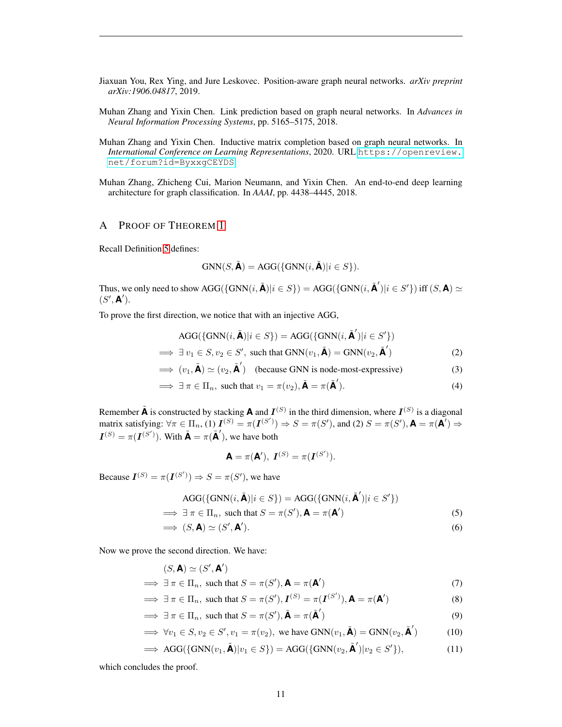Jiaxuan You, Rex Ying, and Jure Leskovec. Position-aware graph neural networks. *arXiv preprint arXiv:1906.04817*, 2019.

Muhan Zhang and Yixin Chen. Link prediction based on graph neural networks. In *Advances in Neural Information Processing Systems*, pp. 5165–5175, 2018.

Muhan Zhang and Yixin Chen. Inductive matrix completion based on graph neural networks. In *International Conference on Learning Representations*, 2020. URL https://openreview.net/forum?id=ByxxgCEYDS.

Muhan Zhang, Zhicheng Cui, Marion Neumann, and Yixin Chen. An end-to-end deep learning architecture for graph classification. In *AAAI*, pp. 4438–4445, 2018.

## A Proof of Theorem 1

Recall Definition 5 defines:

$$\text{GNN}(S, \tilde{\mathbf{A}}) = \text{AGG}(\{\text{GNN}(i, \tilde{\mathbf{A}}) | i \in S\}).$$

Thus, we only need to show $\text{AGG}(\{\text{GNN}(i, \tilde{\mathbf{A}}) | i \in S\}) = \text{AGG}(\{\text{GNN}(i, \tilde{\mathbf{A}}') | i \in S'\})$ iff $(S, \mathbf{A}) \simeq (S', \mathbf{A}')$.

To prove the first direction, we notice that with an injective AGG,

$$\begin{aligned}
&\text{AGG}(\{\text{GNN}(i, \tilde{\mathbf{A}}) | i \in S\}) = \text{AGG}(\{\text{GNN}(i, \tilde{\mathbf{A}}') | i \in S'\}) \\
\implies &\exists\, v_1 \in S, v_2 \in S', \text{ such that } \text{GNN}(v_1, \tilde{\mathbf{A}}) = \text{GNN}(v_2, \tilde{\mathbf{A}}') && (2) \\
\implies &(v_1, \tilde{\mathbf{A}}) \simeq (v_2, \tilde{\mathbf{A}}') \quad \text{(because GNN is node-most-expressive)} && (3) \\
\implies &\exists\, \pi \in \Pi_n, \text{ such that } v_1 = \pi(v_2), \tilde{\mathbf{A}} = \pi(\tilde{\mathbf{A}}'). && (4)
\end{aligned}$$

Remember $\tilde{\mathbf{A}}$ is constructed by stacking $\mathbf{A}$ and $\boldsymbol{I}^{(S)}$ in the third dimension, where $\boldsymbol{I}^{(S)}$ is a diagonal matrix satisfying: $\forall \pi \in \Pi_n$, (1) $\boldsymbol{I}^{(S)} = \pi(\boldsymbol{I}^{(S')}) \Rightarrow S = \pi(S')$, and (2) $S = \pi(S'), \mathbf{A} = \pi(\mathbf{A}') \Rightarrow \boldsymbol{I}^{(S)} = \pi(\boldsymbol{I}^{(S')})$. With $\tilde{\mathbf{A}} = \pi(\tilde{\mathbf{A}}')$, we have both

$$\mathbf{A} = \pi(\mathbf{A}'),\ \boldsymbol{I}^{(S)} = \pi(\boldsymbol{I}^{(S')}).$$

Because $\boldsymbol{I}^{(S)} = \pi(\boldsymbol{I}^{(S')}) \Rightarrow S = \pi(S')$, we have

$$\begin{aligned}
&\text{AGG}(\{\text{GNN}(i, \tilde{\mathbf{A}}) | i \in S\}) = \text{AGG}(\{\text{GNN}(i, \tilde{\mathbf{A}}') | i \in S'\}) \\
\implies &\exists\, \pi \in \Pi_n, \text{ such that } S = \pi(S'), \mathbf{A} = \pi(\mathbf{A}') && (5) \\
\implies &(S, \mathbf{A}) \simeq (S', \mathbf{A}'). && (6)
\end{aligned}$$

Now we prove the second direction. We have:

$$\begin{aligned}
&(S, \mathbf{A}) \simeq (S', \mathbf{A}') \\
\implies &\exists\, \pi \in \Pi_n, \text{ such that } S = \pi(S'), \mathbf{A} = \pi(\mathbf{A}') && (7) \\
\implies &\exists\, \pi \in \Pi_n, \text{ such that } S = \pi(S'), \boldsymbol{I}^{(S)} = \pi(\boldsymbol{I}^{(S')}), \mathbf{A} = \pi(\mathbf{A}') && (8) \\
\implies &\exists\, \pi \in \Pi_n, \text{ such that } S = \pi(S'), \tilde{\mathbf{A}} = \pi(\tilde{\mathbf{A}}') && (9) \\
\implies &\forall v_1 \in S, v_2 \in S', v_1 = \pi(v_2), \text{ we have } \text{GNN}(v_1, \tilde{\mathbf{A}}) = \text{GNN}(v_2, \tilde{\mathbf{A}}') && (10) \\
\implies &\text{AGG}(\{\text{GNN}(v_1, \tilde{\mathbf{A}}) | v_1 \in S\}) = \text{AGG}(\{\text{GNN}(v_2, \tilde{\mathbf{A}}') | v_2 \in S'\}), && (11)
\end{aligned}$$

which concludes the proof.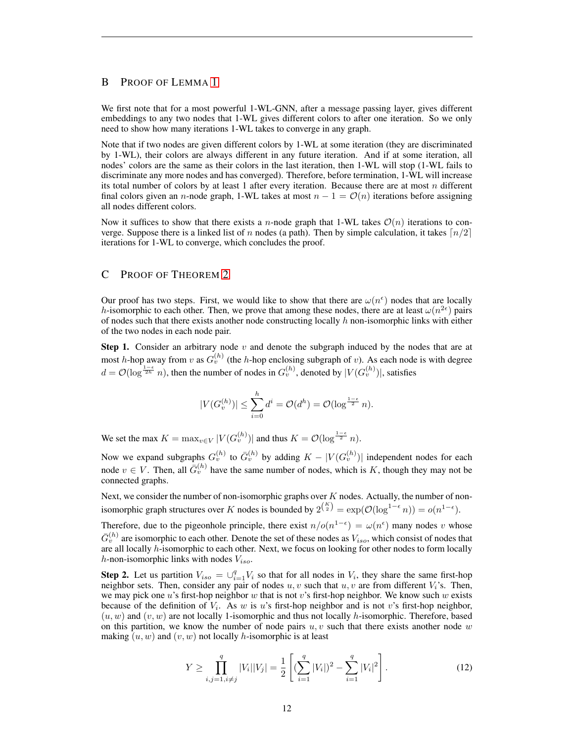## B Proof of Lemma 1

We first note that for a most powerful 1-WL-GNN, after a message passing layer, gives different embeddings to any two nodes that 1-WL gives different colors to after one iteration. So we only need to show how many iterations 1-WL takes to converge in any graph.

Note that if two nodes are given different colors by 1-WL at some iteration (they are discriminated by 1-WL), their colors are always different in any future iteration. And if at some iteration, all nodes' colors are the same as their colors in the last iteration, then 1-WL will stop (1-WL fails to discriminate any more nodes and has converged). Therefore, before termination, 1-WL will increase its total number of colors by at least 1 after every iteration. Because there are at most $n$ different final colors given an $n$-node graph, 1-WL takes at most $n - 1 = \mathcal{O}(n)$ iterations before assigning all nodes different colors.

Now it suffices to show that there exists a $n$-node graph that 1-WL takes $\mathcal{O}(n)$ iterations to converge. Suppose there is a linked list of $n$ nodes (a path). Then by simple calculation, it takes $\lceil n/2 \rceil$ iterations for 1-WL to converge, which concludes the proof.

## C Proof of Theorem 2

Our proof has two steps. First, we would like to show that there are $\omega(n^{\epsilon})$ nodes that are locally $h$-isomorphic to each other. Then, we prove that among these nodes, there are at least $\omega(n^{2\epsilon})$ pairs of nodes such that there exists another node constructing locally $h$ non-isomorphic links with either of the two nodes in each node pair.

**Step 1.** Consider an arbitrary node $v$ and denote the subgraph induced by the nodes that are at most $h$-hop away from $v$ as $G_v^{(h)}$ (the $h$-hop enclosing subgraph of $v$). As each node is with degree $d = \mathcal{O}(\log^{\frac{1-\epsilon}{2h}} n)$, then the number of nodes in $G_v^{(h)}$, denoted by $|V(G_v^{(h)})|$, satisfies

$$|V(G_v^{(h)})| \leq \sum_{i=0}^{h} d^i = \mathcal{O}(d^h) = \mathcal{O}(\log^{\frac{1-\epsilon}{2}} n).$$

We set the max $K = \max_{v \in V} |V(G_v^{(h)})|$ and thus $K = \mathcal{O}(\log^{\frac{1-\epsilon}{2}} n)$.

Now we expand subgraphs $G_v^{(h)}$ to $\bar{G}_v^{(h)}$ by adding $K - |V(G_v^{(h)})|$ independent nodes for each node $v \in V$. Then, all $\bar{G}_v^{(h)}$ have the same number of nodes, which is $K$, though they may not be connected graphs.

Next, we consider the number of non-isomorphic graphs over $K$ nodes. Actually, the number of non-isomorphic graph structures over $K$ nodes is bounded by $2^{\binom{K}{2}} = \exp(\mathcal{O}(\log^{1-\epsilon} n)) = o(n^{1-\epsilon})$.

Therefore, due to the pigeonhole principle, there exist $n/o(n^{1-\epsilon}) = \omega(n^{\epsilon})$ many nodes $v$ whose $\bar{G}_v^{(h)}$ are isomorphic to each other. Denote the set of these nodes as $V_{iso}$, which consist of nodes that are all locally $h$-isomorphic to each other. Next, we focus on looking for other nodes to form locally $h$-non-isomorphic links with nodes $V_{iso}$.

**Step 2.** Let us partition $V_{iso} = \cup_{i=1}^{q} V_i$ so that for all nodes in $V_i$, they share the same first-hop neighbor sets. Then, consider any pair of nodes $u, v$ such that $u, v$ are from different $V_i$'s. Then, we may pick one $u$'s first-hop neighbor $w$ that is not $v$'s first-hop neighbor. We know such $w$ exists because of the definition of $V_i$. As $w$ is $u$'s first-hop neighbor and is not $v$'s first-hop neighbor, $(u, w)$ and $(v, w)$ are not locally 1-isomorphic and thus not locally $h$-isomorphic. Therefore, based on this partition, we know the number of node pairs $u, v$ such that there exists another node $w$ making $(u, w)$ and $(v, w)$ not locally $h$-isomorphic is at least

$$Y \geq \prod_{i,j=1, i \neq j}^{q} |V_i||V_j| = \frac{1}{2}\left[ (\sum_{i=1}^{q} |V_i|)^2 - \sum_{i=1}^{q} |V_i|^2 \right]. \tag{12}$$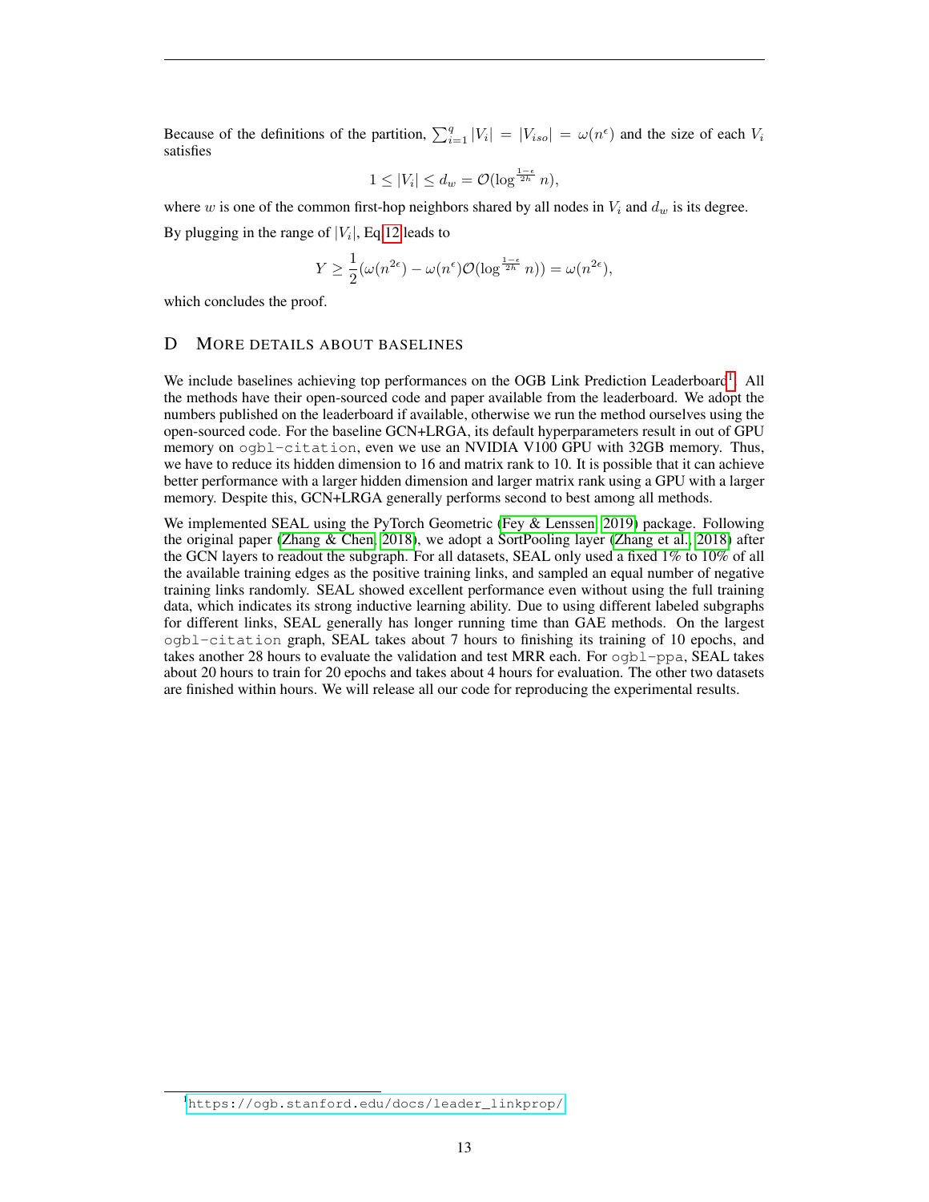Because of the definitions of the partition, $\sum_{i=1}^{q} |V_i| = |V_{iso}| = \omega(n^{\epsilon})$ and the size of each $V_i$ satisfies

$$1 \leq |V_i| \leq d_w = \mathcal{O}(\log^{\frac{1-\epsilon}{2h}} n),$$

where $w$ is one of the common first-hop neighbors shared by all nodes in $V_i$ and $d_w$ is its degree.

By plugging in the range of $|V_i|$, Eq 12 leads to

$$Y \geq \frac{1}{2}(\omega(n^{2\epsilon}) - \omega(n^{\epsilon})\mathcal{O}(\log^{\frac{1-\epsilon}{2h}} n)) = \omega(n^{2\epsilon}),$$

which concludes the proof.

## D More details about baselines

We include baselines achieving top performances on the OGB Link Prediction Leaderboard[1]. All the methods have their open-sourced code and paper available from the leaderboard. We adopt the numbers published on the leaderboard if available, otherwise we run the method ourselves using the open-sourced code. For the baseline GCN+LRGA, its default hyperparameters result in out of GPU memory on `ogbl-citation`, even we use an NVIDIA V100 GPU with 32GB memory. Thus, we have to reduce its hidden dimension to 16 and matrix rank to 10. It is possible that it can achieve better performance with a larger hidden dimension and larger matrix rank using a GPU with a larger memory. Despite this, GCN+LRGA generally performs second to best among all methods.

We implemented SEAL using the PyTorch Geometric (Fey & Lenssen, 2019) package. Following the original paper (Zhang & Chen, 2018), we adopt a SortPooling layer (Zhang et al., 2018) after the GCN layers to readout the subgraph. For all datasets, SEAL only used a fixed 1% to 10% of all the available training edges as the positive training links, and sampled an equal number of negative training links randomly. SEAL showed excellent performance even without using the full training data, which indicates its strong inductive learning ability. Due to using different labeled subgraphs for different links, SEAL generally has longer running time than GAE methods. On the largest `ogbl-citation` graph, SEAL takes about 7 hours to finishing its training of 10 epochs, and takes another 28 hours to evaluate the validation and test MRR each. For `ogbl-ppa`, SEAL takes about 20 hours to train for 20 epochs and takes about 4 hours for evaluation. The other two datasets are finished within hours. We will release all our code for reproducing the experimental results.

[1] https://ogb.stanford.edu/docs/leader_linkprop/